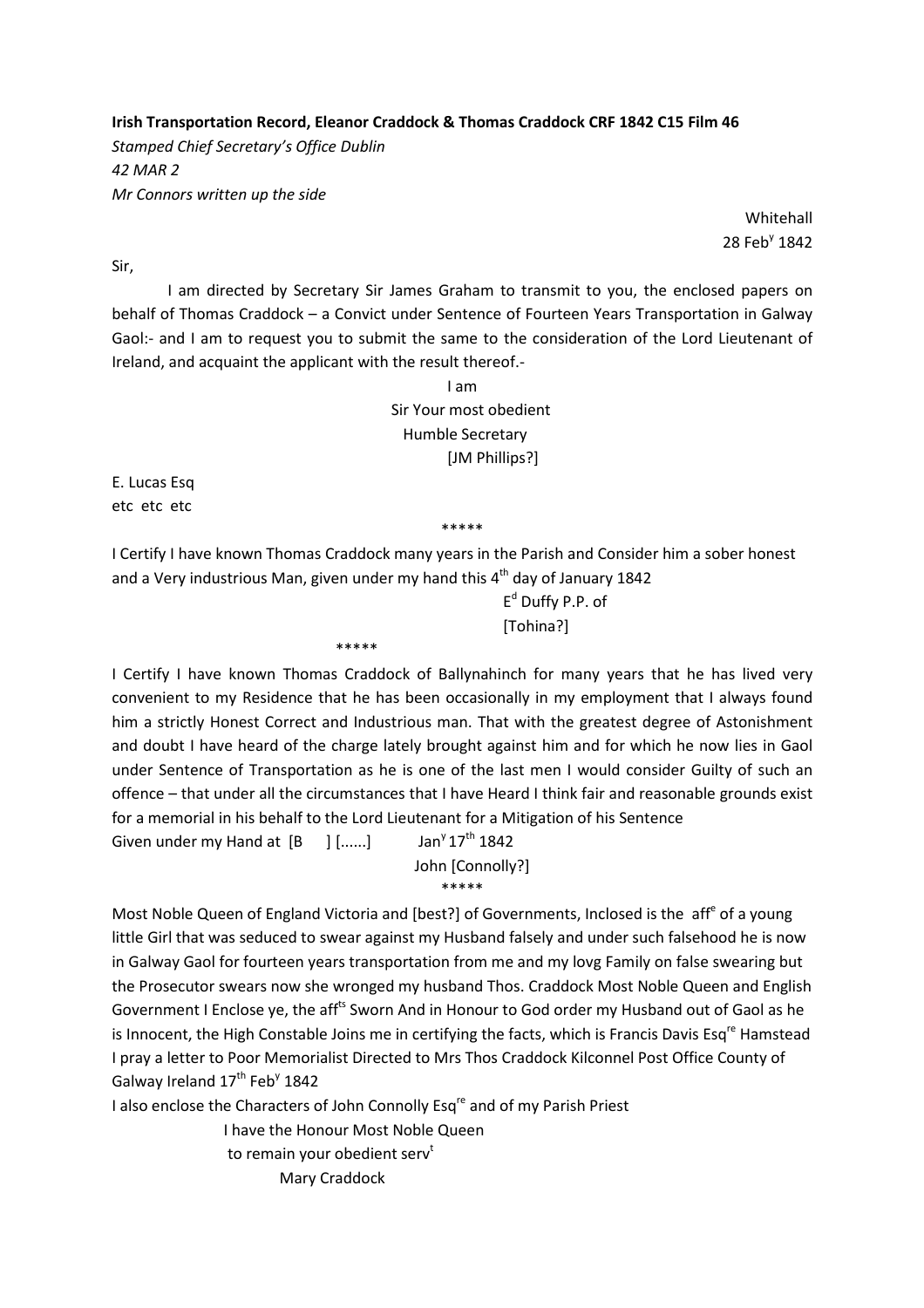**Irish Transportation Record, Eleanor Craddock & Thomas Craddock CRF 1842 C15 Film 46**

*Stamped Chief Secretary's Office Dublin*

*42 MAR 2*

*Mr Connors written up the side*

Whitehall
28 Feb[y] 1842

Sir,

I am directed by Secretary Sir James Graham to transmit to you, the enclosed papers on behalf of Thomas Craddock – a Convict under Sentence of Fourteen Years Transportation in Galway Gaol:- and I am to request you to submit the same to the consideration of the Lord Lieutenant of Ireland, and acquaint the applicant with the result thereof.-

I am
Sir Your most obedient
Humble Secretary
[JM Phillips?]

E. Lucas Esq
etc etc etc

\*\*\*\*\*

I Certify I have known Thomas Craddock many years in the Parish and Consider him a sober honest and a Very industrious Man, given under my hand this 4[th] day of January 1842

E[d] Duffy P.P. of
[Tohina?]

\*\*\*\*\*

I Certify I have known Thomas Craddock of Ballynahinch for many years that he has lived very convenient to my Residence that he has been occasionally in my employment that I always found him a strictly Honest Correct and Industrious man. That with the greatest degree of Astonishment and doubt I have heard of the charge lately brought against him and for which he now lies in Gaol under Sentence of Transportation as he is one of the last men I would consider Guilty of such an offence – that under all the circumstances that I have Heard I think fair and reasonable grounds exist for a memorial in his behalf to the Lord Lieutenant for a Mitigation of his Sentence

Given under my Hand at [B ] [......] Jan[y] 17[th] 1842

John [Connolly?]

\*\*\*\*\*

Most Noble Queen of England Victoria and [best?] of Governments, Inclosed is the aff[e] of a young little Girl that was seduced to swear against my Husband falsely and under such falsehood he is now in Galway Gaol for fourteen years transportation from me and my lovg Family on false swearing but the Prosecutor swears now she wronged my husband Thos. Craddock Most Noble Queen and English Government I Enclose ye, the aff[ts] Sworn And in Honour to God order my Husband out of Gaol as he is Innocent, the High Constable Joins me in certifying the facts, which is Francis Davis Esq[re] Hamstead I pray a letter to Poor Memorialist Directed to Mrs Thos Craddock Kilconnel Post Office County of Galway Ireland 17[th] Feb[y] 1842

I also enclose the Characters of John Connolly Esq[re] and of my Parish Priest

I have the Honour Most Noble Queen
to remain your obedient serv[t]
Mary Craddock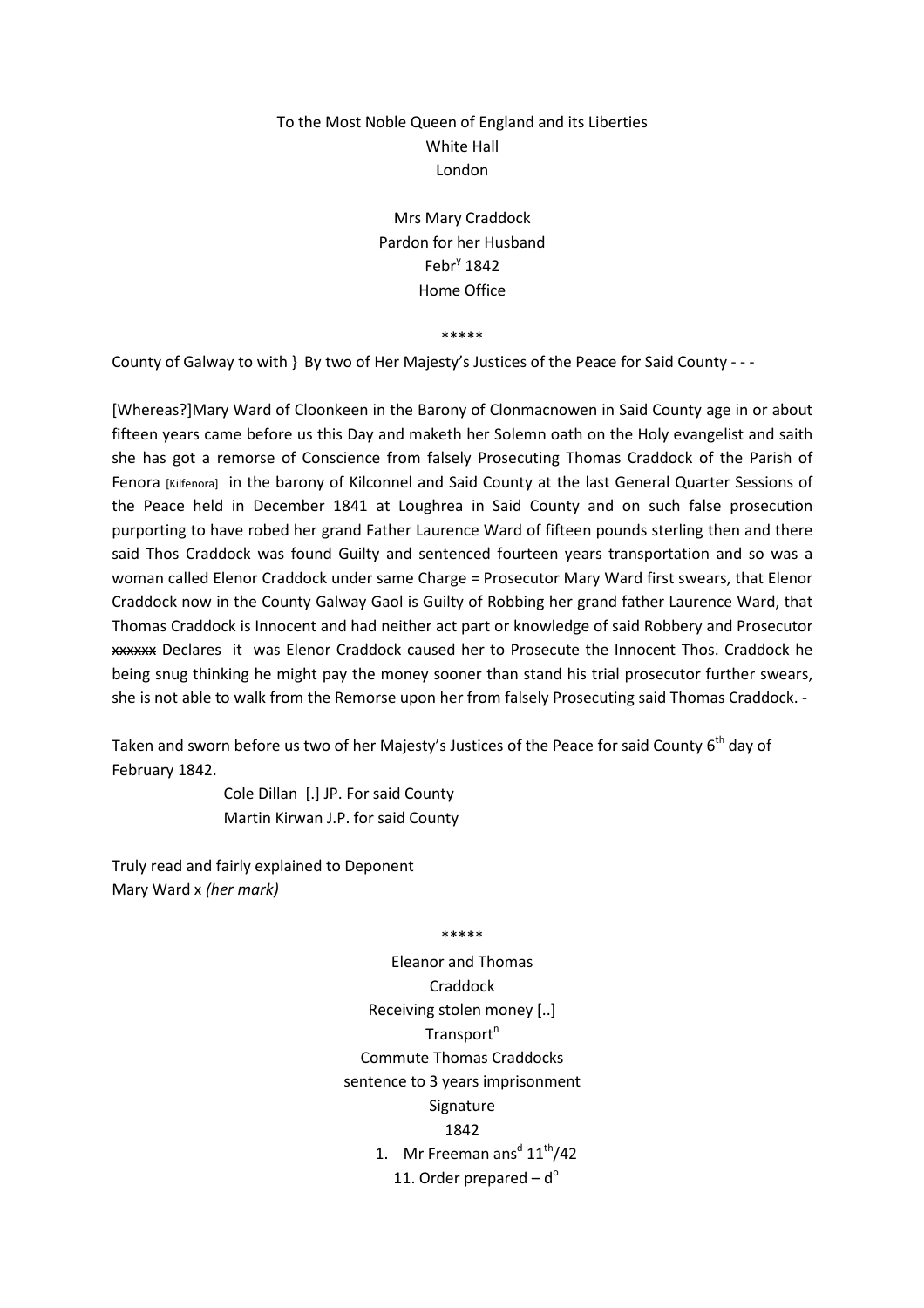To the Most Noble Queen of England and its Liberties
White Hall
London

Mrs Mary Craddock
Pardon for her Husband
Febr$^{y}$ 1842
Home Office

\*\*\*\*\*

County of Galway to with } By two of Her Majesty's Justices of the Peace for Said County - - -

[Whereas?]Mary Ward of Cloonkeen in the Barony of Clonmacnowen in Said County age in or about fifteen years came before us this Day and maketh her Solemn oath on the Holy evangelist and saith she has got a remorse of Conscience from falsely Prosecuting Thomas Craddock of the Parish of Fenora [Kilfenora] in the barony of Kilconnel and Said County at the last General Quarter Sessions of the Peace held in December 1841 at Loughrea in Said County and on such false prosecution purporting to have robed her grand Father Laurence Ward of fifteen pounds sterling then and there said Thos Craddock was found Guilty and sentenced fourteen years transportation and so was a woman called Elenor Craddock under same Charge = Prosecutor Mary Ward first swears, that Elenor Craddock now in the County Galway Gaol is Guilty of Robbing her grand father Laurence Ward, that Thomas Craddock is Innocent and had neither act part or knowledge of said Robbery and Prosecutor ~~xxxxxx~~ Declares it was Elenor Craddock caused her to Prosecute the Innocent Thos. Craddock he being snug thinking he might pay the money sooner than stand his trial prosecutor further swears, she is not able to walk from the Remorse upon her from falsely Prosecuting said Thomas Craddock. -

Taken and sworn before us two of her Majesty's Justices of the Peace for said County 6$^{th}$ day of February 1842.

Cole Dillan [.] JP. For said County
Martin Kirwan J.P. for said County

Truly read and fairly explained to Deponent
Mary Ward x *(her mark)*

\*\*\*\*\*

Eleanor and Thomas
Craddock
Receiving stolen money [..]
Transport$^{n}$
Commute Thomas Craddocks
sentence to 3 years imprisonment
Signature
1842

1. Mr Freeman ans$^{d}$ 11$^{th}$/42

11. Order prepared – d$^{o}$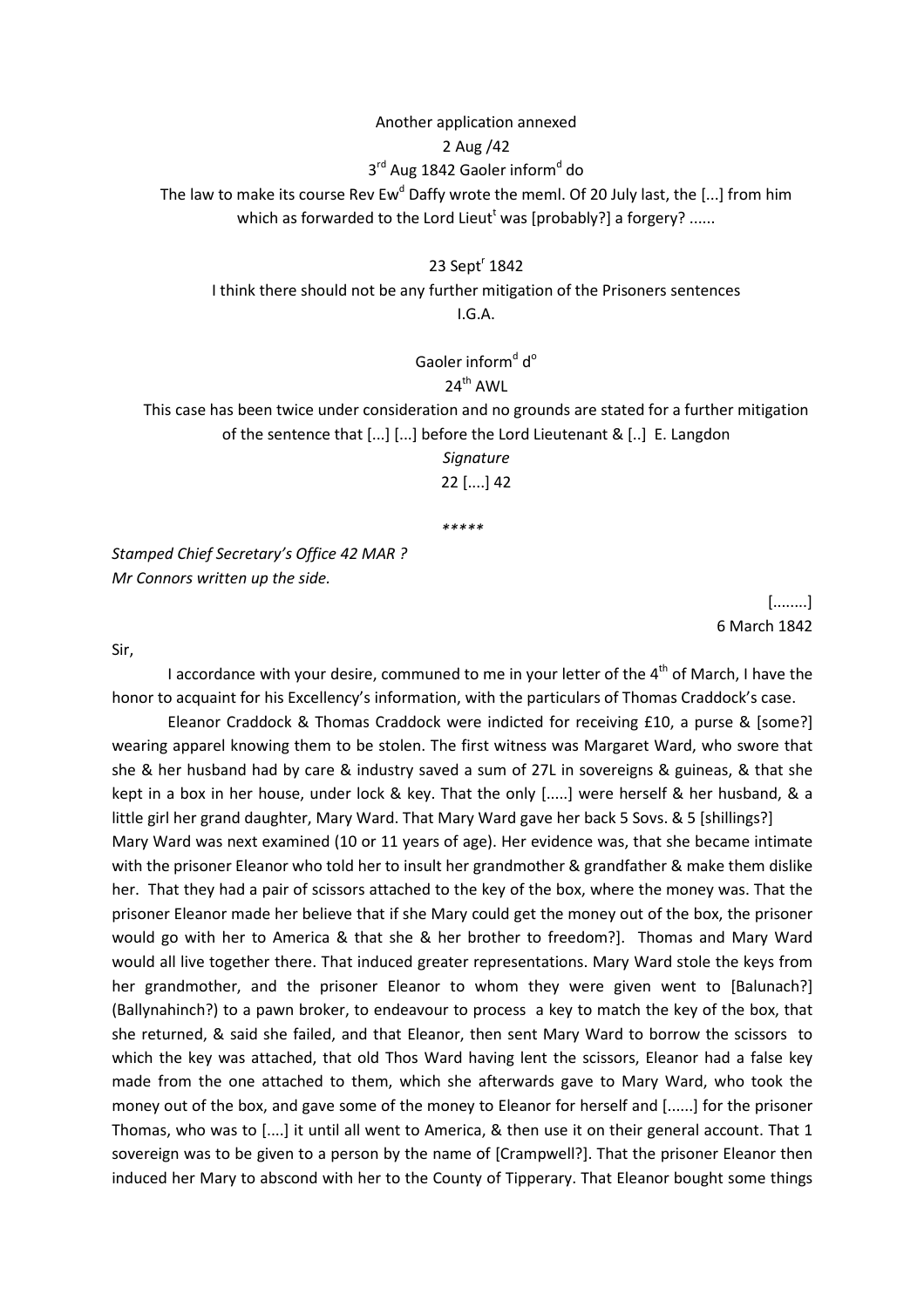Another application annexed

2 Aug /42

3rd Aug 1842 Gaoler informd do

The law to make its course Rev Ewd Daffy wrote the meml. Of 20 July last, the [...] from him which as forwarded to the Lord Lieutt was [probably?] a forgery? ......

23 Septr 1842

I think there should not be any further mitigation of the Prisoners sentences

I.G.A.

Gaoler informd do

24th AWL

This case has been twice under consideration and no grounds are stated for a further mitigation of the sentence that [...] [...] before the Lord Lieutenant & [..] E. Langdon

*Signature*

22 [....] 42

\*\*\*\*\*

*Stamped Chief Secretary's Office 42 MAR ?*
*Mr Connors written up the side.*

[........]
6 March 1842

Sir,

I accordance with your desire, communed to me in your letter of the 4th of March, I have the honor to acquaint for his Excellency's information, with the particulars of Thomas Craddock's case.

Eleanor Craddock & Thomas Craddock were indicted for receiving £10, a purse & [some?] wearing apparel knowing them to be stolen. The first witness was Margaret Ward, who swore that she & her husband had by care & industry saved a sum of 27L in sovereigns & guineas, & that she kept in a box in her house, under lock & key. That the only [.....] were herself & her husband, & a little girl her grand daughter, Mary Ward. That Mary Ward gave her back 5 Sovs. & 5 [shillings?]

Mary Ward was next examined (10 or 11 years of age). Her evidence was, that she became intimate with the prisoner Eleanor who told her to insult her grandmother & grandfather & make them dislike her. That they had a pair of scissors attached to the key of the box, where the money was. That the prisoner Eleanor made her believe that if she Mary could get the money out of the box, the prisoner would go with her to America & that she & her brother to freedom?]. Thomas and Mary Ward would all live together there. That induced greater representations. Mary Ward stole the keys from her grandmother, and the prisoner Eleanor to whom they were given went to [Balunach?] (Ballynahinch?) to a pawn broker, to endeavour to process a key to match the key of the box, that she returned, & said she failed, and that Eleanor, then sent Mary Ward to borrow the scissors to which the key was attached, that old Thos Ward having lent the scissors, Eleanor had a false key made from the one attached to them, which she afterwards gave to Mary Ward, who took the money out of the box, and gave some of the money to Eleanor for herself and [......] for the prisoner Thomas, who was to [....] it until all went to America, & then use it on their general account. That 1 sovereign was to be given to a person by the name of [Crampwell?]. That the prisoner Eleanor then induced her Mary to abscond with her to the County of Tipperary. That Eleanor bought some things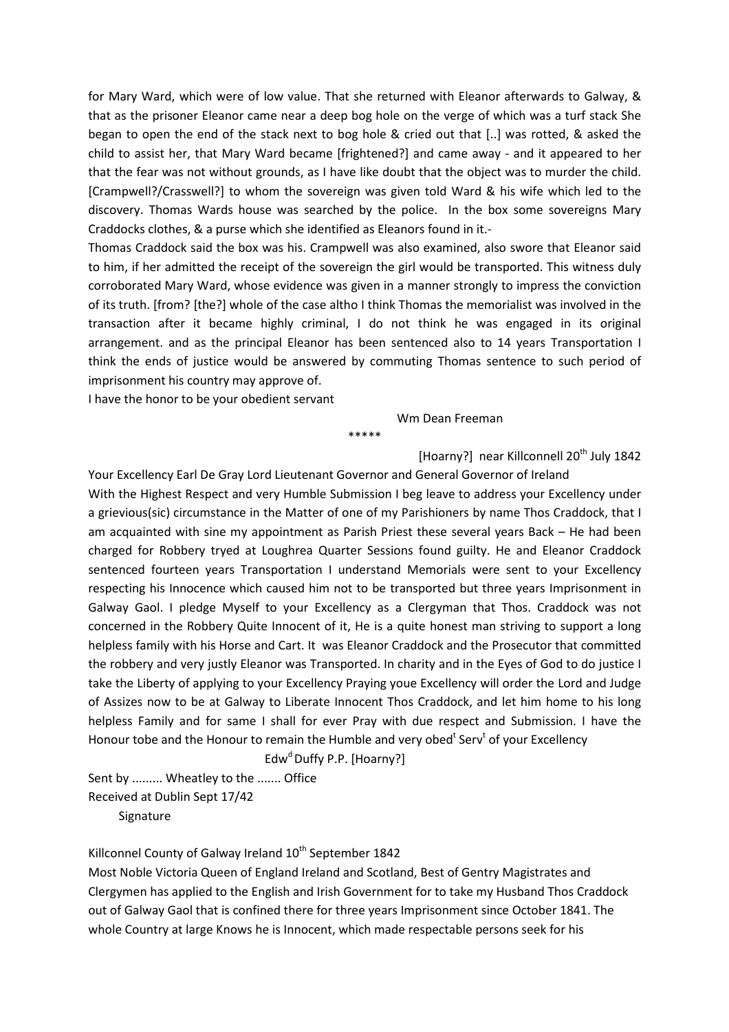for Mary Ward, which were of low value. That she returned with Eleanor afterwards to Galway, & that as the prisoner Eleanor came near a deep bog hole on the verge of which was a turf stack She began to open the end of the stack next to bog hole & cried out that [..] was rotted, & asked the child to assist her, that Mary Ward became [frightened?] and came away - and it appeared to her that the fear was not without grounds, as I have like doubt that the object was to murder the child. [Crampwell?/Crasswell?] to whom the sovereign was given told Ward & his wife which led to the discovery. Thomas Wards house was searched by the police. In the box some sovereigns Mary Craddocks clothes, & a purse which she identified as Eleanors found in it.-

Thomas Craddock said the box was his. Crampwell was also examined, also swore that Eleanor said to him, if her admitted the receipt of the sovereign the girl would be transported. This witness duly corroborated Mary Ward, whose evidence was given in a manner strongly to impress the conviction of its truth. [from? [the?] whole of the case altho I think Thomas the memorialist was involved in the transaction after it became highly criminal, I do not think he was engaged in its original arrangement. and as the principal Eleanor has been sentenced also to 14 years Transportation I think the ends of justice would be answered by commuting Thomas sentence to such period of imprisonment his country may approve of.

I have the honor to be your obedient servant

Wm Dean Freeman

*****

[Hoarny?] near Killconnell 20th July 1842

Your Excellency Earl De Gray Lord Lieutenant Governor and General Governor of Ireland

With the Highest Respect and very Humble Submission I beg leave to address your Excellency under a grievious(sic) circumstance in the Matter of one of my Parishioners by name Thos Craddock, that I am acquainted with sine my appointment as Parish Priest these several years Back – He had been charged for Robbery tryed at Loughrea Quarter Sessions found guilty. He and Eleanor Craddock sentenced fourteen years Transportation I understand Memorials were sent to your Excellency respecting his Innocence which caused him not to be transported but three years Imprisonment in Galway Gaol. I pledge Myself to your Excellency as a Clergyman that Thos. Craddock was not concerned in the Robbery Quite Innocent of it, He is a quite honest man striving to support a long helpless family with his Horse and Cart. It was Eleanor Craddock and the Prosecutor that committed the robbery and very justly Eleanor was Transported. In charity and in the Eyes of God to do justice I take the Liberty of applying to your Excellency Praying youe Excellency will order the Lord and Judge of Assizes now to be at Galway to Liberate Innocent Thos Craddock, and let him home to his long helpless Family and for same I shall for ever Pray with due respect and Submission. I have the Honour tobe and the Honour to remain the Humble and very obedt Servt of your Excellency

Edwd Duffy P.P. [Hoarny?]

Sent by ......... Wheatley to the ....... Office

Received at Dublin Sept 17/42

Signature

Killconnel County of Galway Ireland 10th September 1842

Most Noble Victoria Queen of England Ireland and Scotland, Best of Gentry Magistrates and Clergymen has applied to the English and Irish Government for to take my Husband Thos Craddock out of Galway Gaol that is confined there for three years Imprisonment since October 1841. The whole Country at large Knows he is Innocent, which made respectable persons seek for his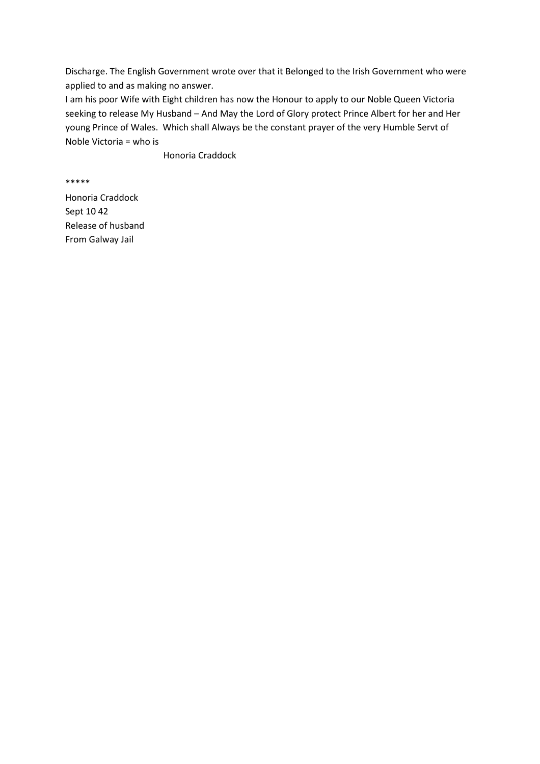Discharge. The English Government wrote over that it Belonged to the Irish Government who were applied to and as making no answer.

I am his poor Wife with Eight children has now the Honour to apply to our Noble Queen Victoria seeking to release My Husband – And May the Lord of Glory protect Prince Albert for her and Her young Prince of Wales. Which shall Always be the constant prayer of the very Humble Servt of Noble Victoria = who is

Honoria Craddock

*****

Honoria Craddock
Sept 10 42
Release of husband
From Galway Jail